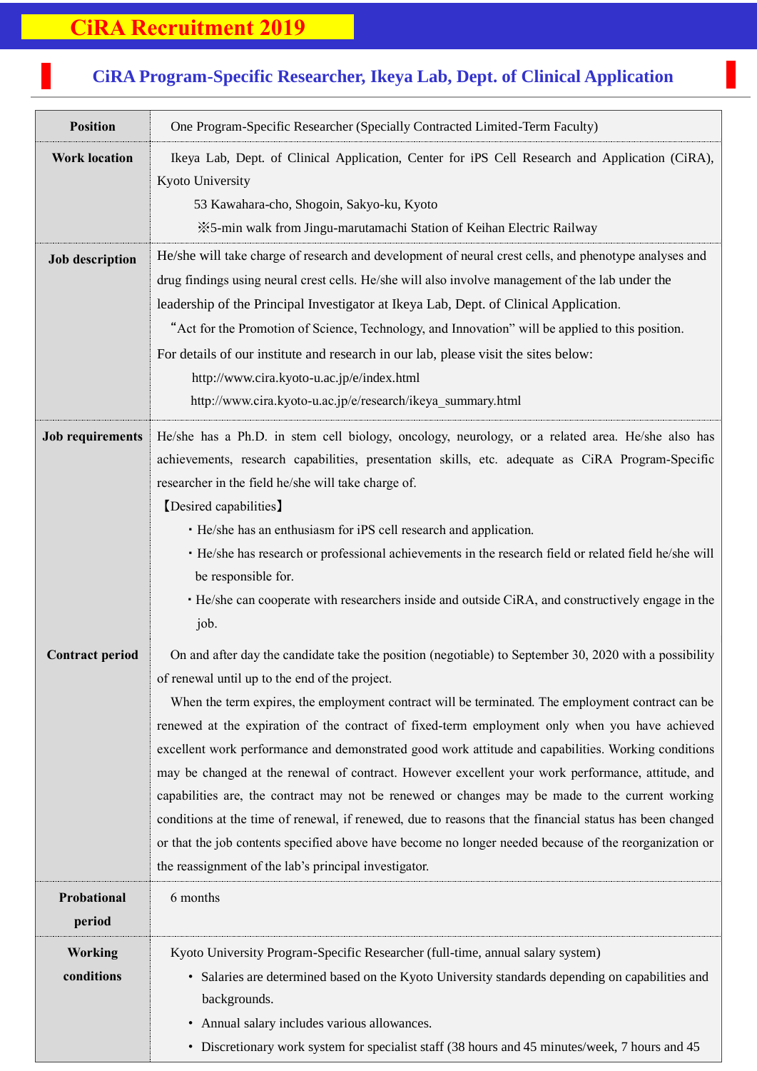# CiRA Recruitment 2019

## CiRA Program-Specific Researcher, Ikeya Lab, Dept. of Clinical Application

| | |
|---|---|
| **Position** | One Program-Specific Researcher (Specially Contracted Limited-Term Faculty) |
| **Work location** | Ikeya Lab, Dept. of Clinical Application, Center for iPS Cell Research and Application (CiRA), Kyoto University<br>53 Kawahara-cho, Shogoin, Sakyo-ku, Kyoto<br>※5-min walk from Jingu-marutamachi Station of Keihan Electric Railway |
| **Job description** | He/she will take charge of research and development of neural crest cells, and phenotype analyses and drug findings using neural crest cells. He/she will also involve management of the lab under the leadership of the Principal Investigator at Ikeya Lab, Dept. of Clinical Application.<br>"Act for the Promotion of Science, Technology, and Innovation" will be applied to this position.<br>For details of our institute and research in our lab, please visit the sites below:<br>http://www.cira.kyoto-u.ac.jp/e/index.html<br>http://www.cira.kyoto-u.ac.jp/e/research/ikeya_summary.html |
| **Job requirements** | He/she has a Ph.D. in stem cell biology, oncology, neurology, or a related area. He/she also has achievements, research capabilities, presentation skills, etc. adequate as CiRA Program-Specific researcher in the field he/she will take charge of.<br>【Desired capabilities】<br>・He/she has an enthusiasm for iPS cell research and application.<br>・He/she has research or professional achievements in the research field or related field he/she will be responsible for.<br>・He/she can cooperate with researchers inside and outside CiRA, and constructively engage in the job. |
| **Contract period** | On and after day the candidate take the position (negotiable) to September 30, 2020 with a possibility of renewal until up to the end of the project.<br>When the term expires, the employment contract will be terminated. The employment contract can be renewed at the expiration of the contract of fixed-term employment only when you have achieved excellent work performance and demonstrated good work attitude and capabilities. Working conditions may be changed at the renewal of contract. However excellent your work performance, attitude, and capabilities are, the contract may not be renewed or changes may be made to the current working conditions at the time of renewal, if renewed, due to reasons that the financial status has been changed or that the job contents specified above have become no longer needed because of the reorganization or the reassignment of the lab's principal investigator. |
| **Probational period** | 6 months |
| **Working conditions** | Kyoto University Program-Specific Researcher (full-time, annual salary system)<br>• Salaries are determined based on the Kyoto University standards depending on capabilities and backgrounds.<br>• Annual salary includes various allowances.<br>• Discretionary work system for specialist staff (38 hours and 45 minutes/week, 7 hours and 45 |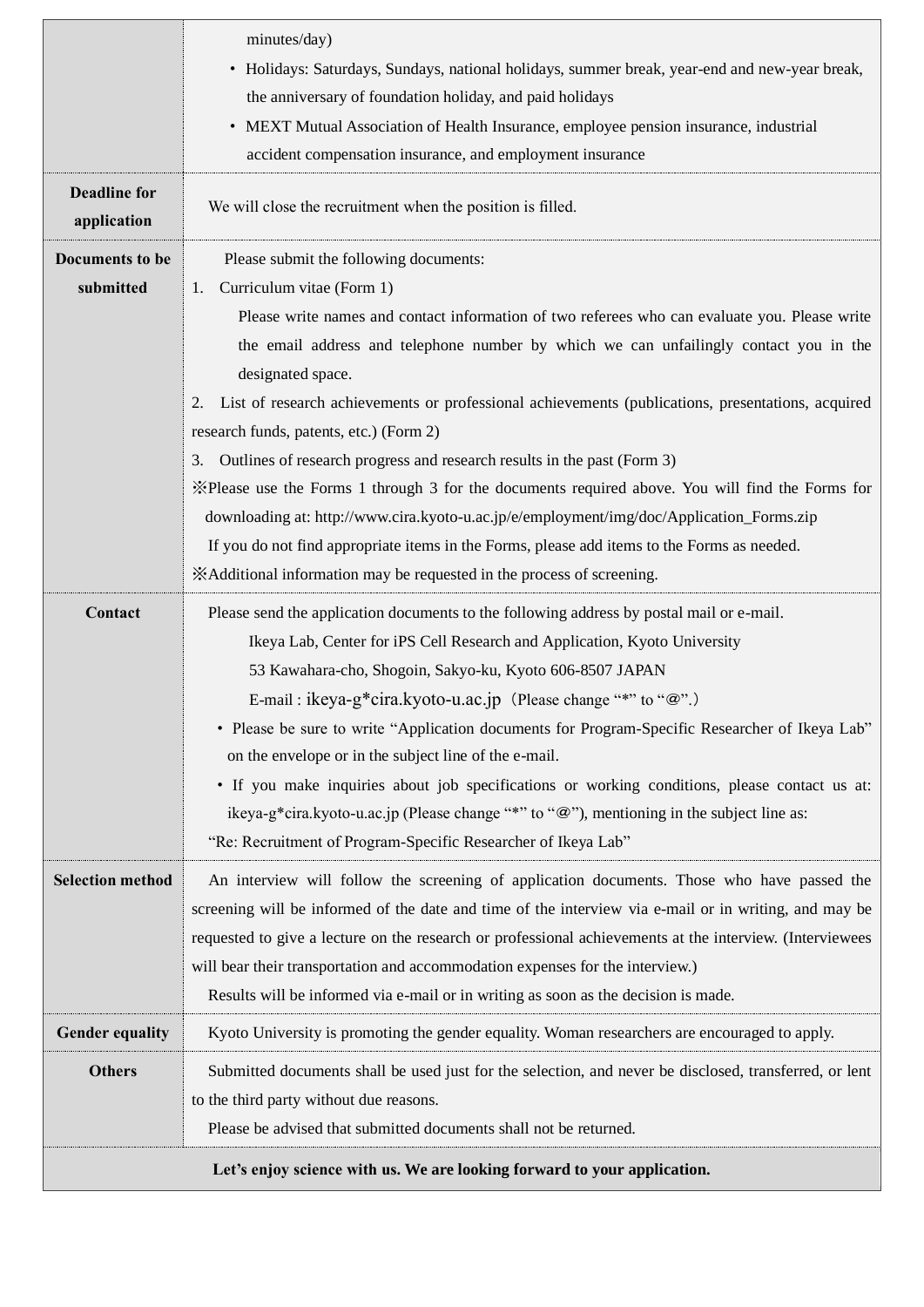| | |
|---|---|
| | minutes/day)<br>• Holidays: Saturdays, Sundays, national holidays, summer break, year-end and new-year break, the anniversary of foundation holiday, and paid holidays<br>• MEXT Mutual Association of Health Insurance, employee pension insurance, industrial accident compensation insurance, and employment insurance |
| **Deadline for application** | We will close the recruitment when the position is filled. |
| **Documents to be submitted** | Please submit the following documents:<br>1. Curriculum vitae (Form 1)<br>Please write names and contact information of two referees who can evaluate you. Please write the email address and telephone number by which we can unfailingly contact you in the designated space.<br>2. List of research achievements or professional achievements (publications, presentations, acquired research funds, patents, etc.) (Form 2)<br>3. Outlines of research progress and research results in the past (Form 3)<br>※Please use the Forms 1 through 3 for the documents required above. You will find the Forms for downloading at: http://www.cira.kyoto-u.ac.jp/e/employment/img/doc/Application_Forms.zip<br>If you do not find appropriate items in the Forms, please add items to the Forms as needed.<br>※Additional information may be requested in the process of screening. |
| **Contact** | Please send the application documents to the following address by postal mail or e-mail.<br>Ikeya Lab, Center for iPS Cell Research and Application, Kyoto University<br>53 Kawahara-cho, Shogoin, Sakyo-ku, Kyoto 606-8507 JAPAN<br>E-mail : ikeya-g*cira.kyoto-u.ac.jp（Please change "*" to "＠".）<br>• Please be sure to write "Application documents for Program-Specific Researcher of Ikeya Lab" on the envelope or in the subject line of the e-mail.<br>• If you make inquiries about job specifications or working conditions, please contact us at: ikeya-g*cira.kyoto-u.ac.jp (Please change "*" to "＠"), mentioning in the subject line as:<br>"Re: Recruitment of Program-Specific Researcher of Ikeya Lab" |
| **Selection method** | An interview will follow the screening of application documents. Those who have passed the screening will be informed of the date and time of the interview via e-mail or in writing, and may be requested to give a lecture on the research or professional achievements at the interview. (Interviewees will bear their transportation and accommodation expenses for the interview.)<br>Results will be informed via e-mail or in writing as soon as the decision is made. |
| **Gender equality** | Kyoto University is promoting the gender equality. Woman researchers are encouraged to apply. |
| **Others** | Submitted documents shall be used just for the selection, and never be disclosed, transferred, or lent to the third party without due reasons.<br>Please be advised that submitted documents shall not be returned. |
| **Let's enjoy science with us. We are looking forward to your application.** | |